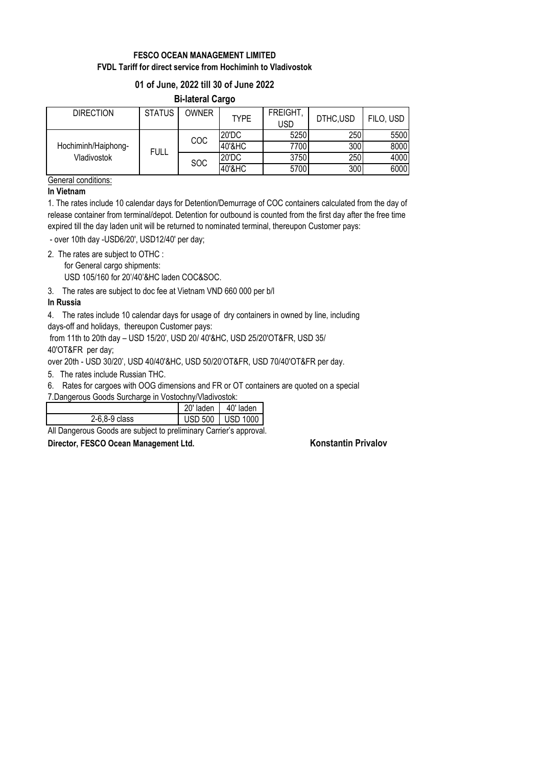**FESCO OCEAN MANAGEMENT LIMITED**

**FVDL Tariff for direct service from Hochiminh to Vladivostok**

**01 of June, 2022 till 30 of June 2022**

**Bi-lateral Cargo**

| DIRECTION | STATUS | OWNER | TYPE | FREIGHT, USD | DTHC,USD | FILO, USD |
|---|---|---|---|---|---|---|
| Hochiminh/Haiphong-Vladivostok | FULL | COC | 20'DC | 5250 | 250 | 5500 |
| | | | 40'&HC | 7700 | 300 | 8000 |
| | | SOC | 20'DC | 3750 | 250 | 4000 |
| | | | 40'&HC | 5700 | 300 | 6000 |

General conditions:

**In Vietnam**

1. The rates include 10 calendar days for Detention/Demurrage of COC containers calculated from the day of release container from terminal/depot. Detention for outbound is counted from the first day after the free time expired till the day laden unit will be returned to nominated terminal, thereupon Customer pays:

- over 10th day -USD6/20', USD12/40' per day;

2. The rates are subject to OTHC :
   for General cargo shipments:
   USD 105/160 for 20'/40'&HC laden COC&SOC.
3. The rates are subject to doc fee at Vietnam VND 660 000 per b/l

**In Russia**

4. The rates include 10 calendar days for usage of dry containers in owned by line, including days-off and holidays, thereupon Customer pays:

from 11th to 20th day – USD 15/20', USD 20/ 40'&HC, USD 25/20'OT&FR, USD 35/ 40'OT&FR per day;

over 20th - USD 30/20', USD 40/40'&HC, USD 50/20'OT&FR, USD 70/40'OT&FR per day.

5. The rates include Russian THC.
6. Rates for cargoes with OOG dimensions and FR or OT containers are quoted on a special
7. Dangerous Goods Surcharge in Vostochny/Vladivostok:

| | 20' laden | 40' laden |
|---|---|---|
| 2-6,8-9 class | USD 500 | USD 1000 |

All Dangerous Goods are subject to preliminary Carrier's approval.

**Director, FESCO Ocean Management Ltd.** **Konstantin Privalov**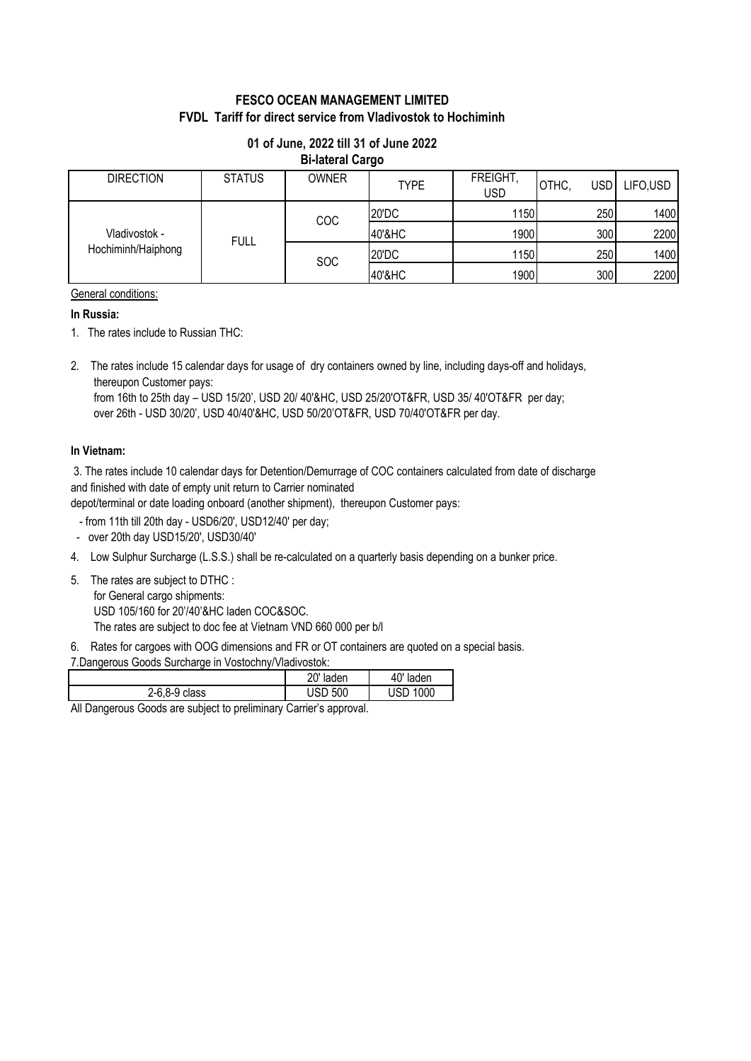**FESCO OCEAN MANAGEMENT LIMITED**
**FVDL Tariff for direct service from Vladivostok to Hochiminh**

**01 of June, 2022 till 31 of June 2022**
**Bi-lateral Cargo**

| DIRECTION | STATUS | OWNER | TYPE | FREIGHT, USD | OTHC, USD | LIFO,USD |
|---|---|---|---|---|---|---|
| Vladivostok - Hochiminh/Haiphong | FULL | COC | 20'DC | 1150 | 250 | 1400 |
| | | | 40'&HC | 1900 | 300 | 2200 |
| | | SOC | 20'DC | 1150 | 250 | 1400 |
| | | | 40'&HC | 1900 | 300 | 2200 |

General conditions:

**In Russia:**

1. The rates include to Russian THC:
2. The rates include 15 calendar days for usage of dry containers owned by line, including days-off and holidays, thereupon Customer pays:
   from 16th to 25th day – USD 15/20', USD 20/ 40'&HC, USD 25/20'OT&FR, USD 35/ 40'OT&FR per day;
   over 26th - USD 30/20', USD 40/40'&HC, USD 50/20'OT&FR, USD 70/40'OT&FR per day.

**In Vietnam:**

3. The rates include 10 calendar days for Detention/Demurrage of COC containers calculated from date of discharge and finished with date of empty unit return to Carrier nominated depot/terminal or date loading onboard (another shipment), thereupon Customer pays:
   - from 11th till 20th day - USD6/20', USD12/40' per day;
   - over 20th day USD15/20', USD30/40'
4. Low Sulphur Surcharge (L.S.S.) shall be re-calculated on a quarterly basis depending on a bunker price.
5. The rates are subject to DTHC :
   for General cargo shipments:
   USD 105/160 for 20'/40'&HC laden COC&SOC.
   The rates are subject to doc fee at Vietnam VND 660 000 per b/l
6. Rates for cargoes with OOG dimensions and FR or OT containers are quoted on a special basis.
7. Dangerous Goods Surcharge in Vostochny/Vladivostok:

| | 20' laden | 40' laden |
|---|---|---|
| 2-6,8-9 class | USD 500 | USD 1000 |

All Dangerous Goods are subject to preliminary Carrier's approval.